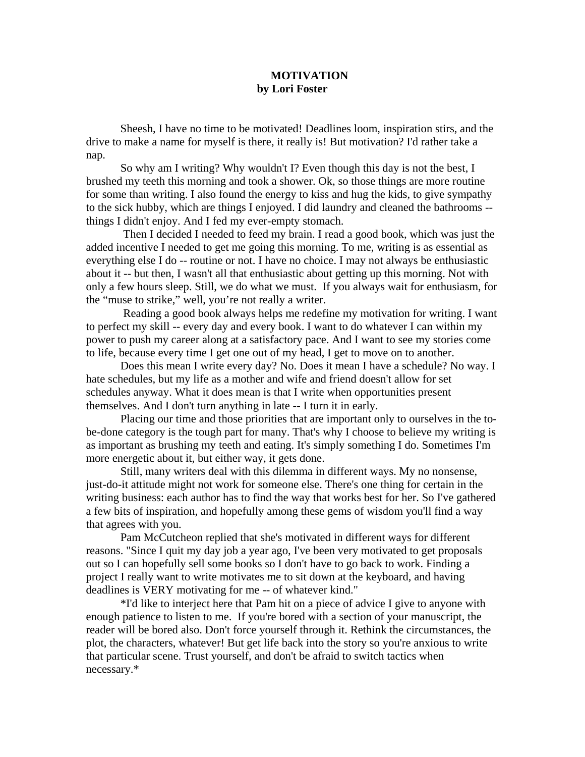# MOTIVATION

**by Lori Foster**

Sheesh, I have no time to be motivated! Deadlines loom, inspiration stirs, and the drive to make a name for myself is there, it really is! But motivation? I'd rather take a nap.

So why am I writing? Why wouldn't I? Even though this day is not the best, I brushed my teeth this morning and took a shower. Ok, so those things are more routine for some than writing. I also found the energy to kiss and hug the kids, to give sympathy to the sick hubby, which are things I enjoyed. I did laundry and cleaned the bathrooms -- things I didn't enjoy. And I fed my ever-empty stomach.

Then I decided I needed to feed my brain. I read a good book, which was just the added incentive I needed to get me going this morning. To me, writing is as essential as everything else I do -- routine or not. I have no choice. I may not always be enthusiastic about it -- but then, I wasn't all that enthusiastic about getting up this morning. Not with only a few hours sleep. Still, we do what we must. If you always wait for enthusiasm, for the "muse to strike," well, you're not really a writer.

Reading a good book always helps me redefine my motivation for writing. I want to perfect my skill -- every day and every book. I want to do whatever I can within my power to push my career along at a satisfactory pace. And I want to see my stories come to life, because every time I get one out of my head, I get to move on to another.

Does this mean I write every day? No. Does it mean I have a schedule? No way. I hate schedules, but my life as a mother and wife and friend doesn't allow for set schedules anyway. What it does mean is that I write when opportunities present themselves. And I don't turn anything in late -- I turn it in early.

Placing our time and those priorities that are important only to ourselves in the to-be-done category is the tough part for many. That's why I choose to believe my writing is as important as brushing my teeth and eating. It's simply something I do. Sometimes I'm more energetic about it, but either way, it gets done.

Still, many writers deal with this dilemma in different ways. My no nonsense, just-do-it attitude might not work for someone else. There's one thing for certain in the writing business: each author has to find the way that works best for her. So I've gathered a few bits of inspiration, and hopefully among these gems of wisdom you'll find a way that agrees with you.

Pam McCutcheon replied that she's motivated in different ways for different reasons. "Since I quit my day job a year ago, I've been very motivated to get proposals out so I can hopefully sell some books so I don't have to go back to work. Finding a project I really want to write motivates me to sit down at the keyboard, and having deadlines is VERY motivating for me -- of whatever kind."

*I'd like to interject here that Pam hit on a piece of advice I give to anyone with enough patience to listen to me. If you're bored with a section of your manuscript, the reader will be bored also. Don't force yourself through it. Rethink the circumstances, the plot, the characters, whatever! But get life back into the story so you're anxious to write that particular scene. Trust yourself, and don't be afraid to switch tactics when necessary.*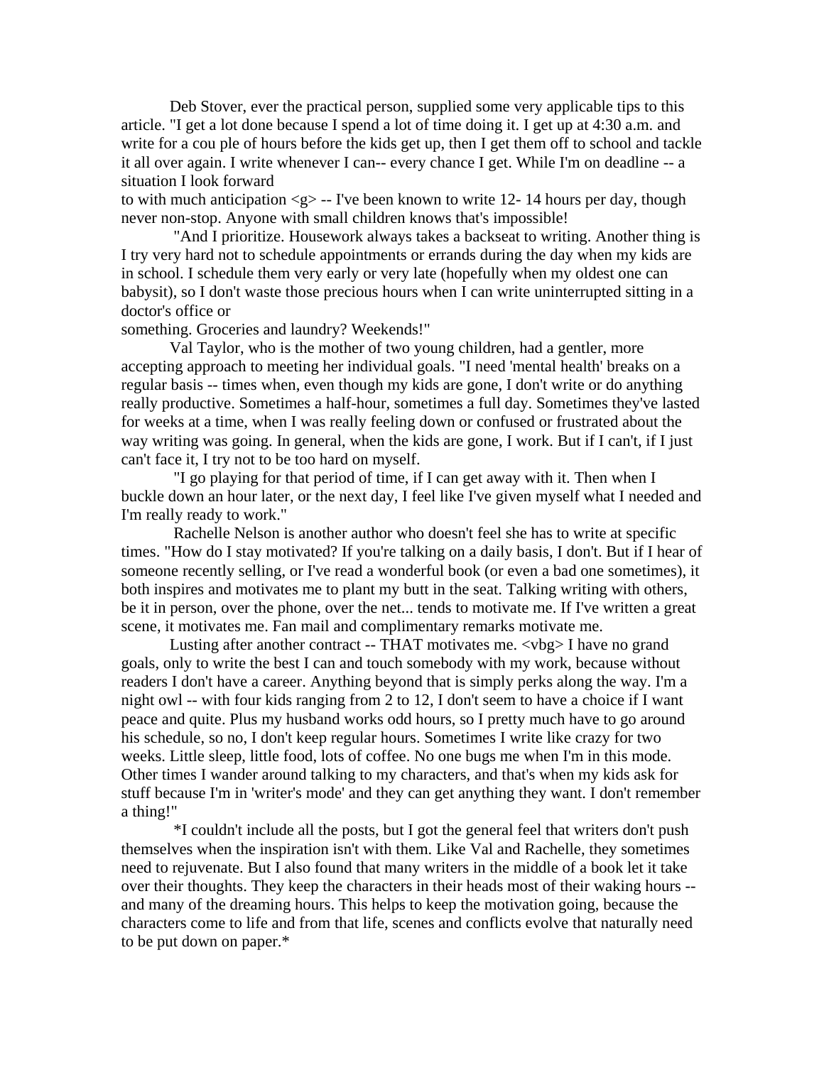Deb Stover, ever the practical person, supplied some very applicable tips to this article. "I get a lot done because I spend a lot of time doing it. I get up at 4:30 a.m. and write for a cou ple of hours before the kids get up, then I get them off to school and tackle it all over again. I write whenever I can-- every chance I get. While I'm on deadline -- a situation I look forward to with much anticipation <g> -- I've been known to write 12- 14 hours per day, though never non-stop. Anyone with small children knows that's impossible!

"And I prioritize. Housework always takes a backseat to writing. Another thing is I try very hard not to schedule appointments or errands during the day when my kids are in school. I schedule them very early or very late (hopefully when my oldest one can babysit), so I don't waste those precious hours when I can write uninterrupted sitting in a doctor's office or something. Groceries and laundry? Weekends!"

Val Taylor, who is the mother of two young children, had a gentler, more accepting approach to meeting her individual goals. "I need 'mental health' breaks on a regular basis -- times when, even though my kids are gone, I don't write or do anything really productive. Sometimes a half-hour, sometimes a full day. Sometimes they've lasted for weeks at a time, when I was really feeling down or confused or frustrated about the way writing was going. In general, when the kids are gone, I work. But if I can't, if I just can't face it, I try not to be too hard on myself.

"I go playing for that period of time, if I can get away with it. Then when I buckle down an hour later, or the next day, I feel like I've given myself what I needed and I'm really ready to work."

Rachelle Nelson is another author who doesn't feel she has to write at specific times. "How do I stay motivated? If you're talking on a daily basis, I don't. But if I hear of someone recently selling, or I've read a wonderful book (or even a bad one sometimes), it both inspires and motivates me to plant my butt in the seat. Talking writing with others, be it in person, over the phone, over the net... tends to motivate me. If I've written a great scene, it motivates me. Fan mail and complimentary remarks motivate me.

Lusting after another contract -- THAT motivates me. <vbg> I have no grand goals, only to write the best I can and touch somebody with my work, because without readers I don't have a career. Anything beyond that is simply perks along the way. I'm a night owl -- with four kids ranging from 2 to 12, I don't seem to have a choice if I want peace and quite. Plus my husband works odd hours, so I pretty much have to go around his schedule, so no, I don't keep regular hours. Sometimes I write like crazy for two weeks. Little sleep, little food, lots of coffee. No one bugs me when I'm in this mode. Other times I wander around talking to my characters, and that's when my kids ask for stuff because I'm in 'writer's mode' and they can get anything they want. I don't remember a thing!"

*I couldn't include all the posts, but I got the general feel that writers don't push themselves when the inspiration isn't with them. Like Val and Rachelle, they sometimes need to rejuvenate. But I also found that many writers in the middle of a book let it take over their thoughts. They keep the characters in their heads most of their waking hours -- and many of the dreaming hours. This helps to keep the motivation going, because the characters come to life and from that life, scenes and conflicts evolve that naturally need to be put down on paper.*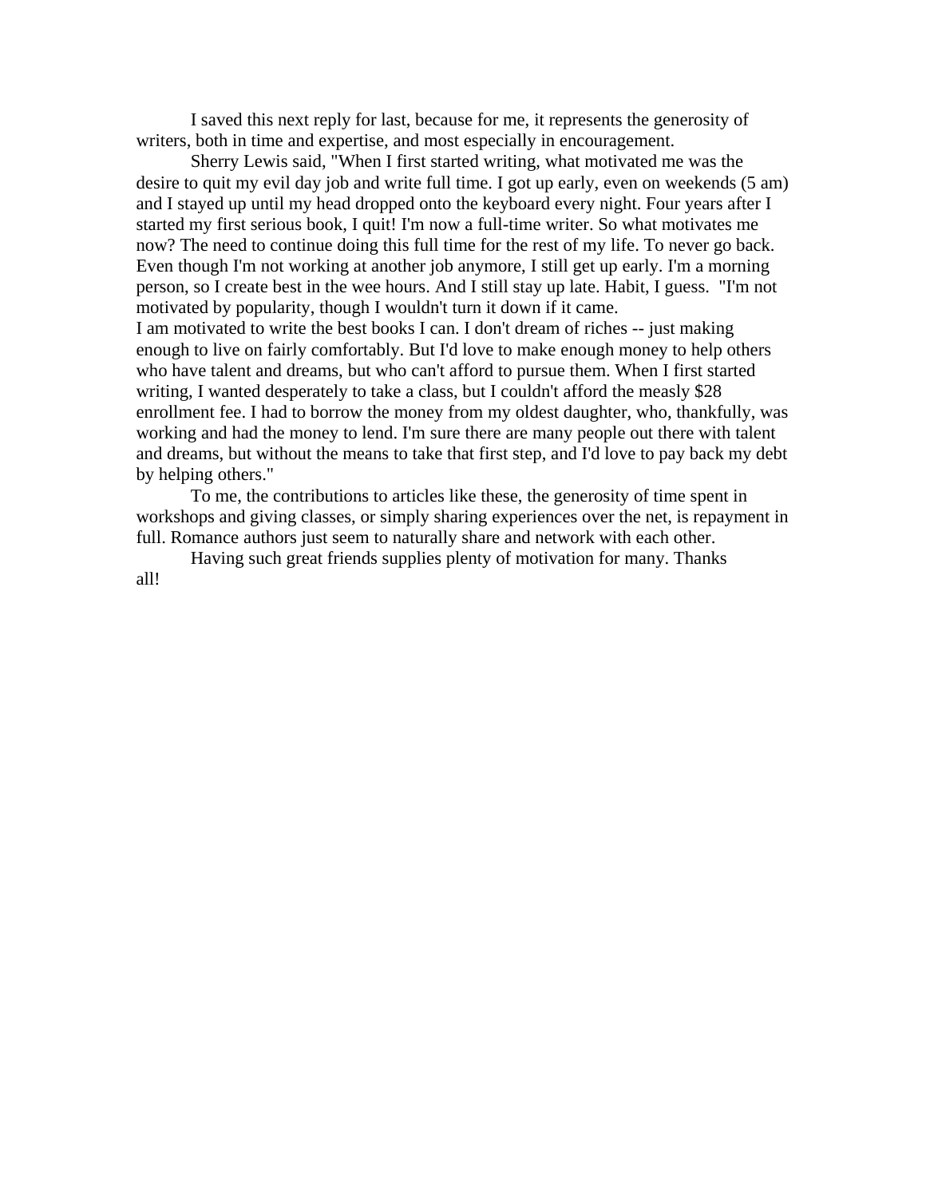I saved this next reply for last, because for me, it represents the generosity of writers, both in time and expertise, and most especially in encouragement.

Sherry Lewis said, "When I first started writing, what motivated me was the desire to quit my evil day job and write full time. I got up early, even on weekends (5 am) and I stayed up until my head dropped onto the keyboard every night. Four years after I started my first serious book, I quit! I'm now a full-time writer. So what motivates me now? The need to continue doing this full time for the rest of my life. To never go back. Even though I'm not working at another job anymore, I still get up early. I'm a morning person, so I create best in the wee hours. And I still stay up late. Habit, I guess. "I'm not motivated by popularity, though I wouldn't turn it down if it came.
I am motivated to write the best books I can. I don't dream of riches -- just making enough to live on fairly comfortably. But I'd love to make enough money to help others who have talent and dreams, but who can't afford to pursue them. When I first started writing, I wanted desperately to take a class, but I couldn't afford the measly $28 enrollment fee. I had to borrow the money from my oldest daughter, who, thankfully, was working and had the money to lend. I'm sure there are many people out there with talent and dreams, but without the means to take that first step, and I'd love to pay back my debt by helping others."

To me, the contributions to articles like these, the generosity of time spent in workshops and giving classes, or simply sharing experiences over the net, is repayment in full. Romance authors just seem to naturally share and network with each other.

Having such great friends supplies plenty of motivation for many. Thanks all!